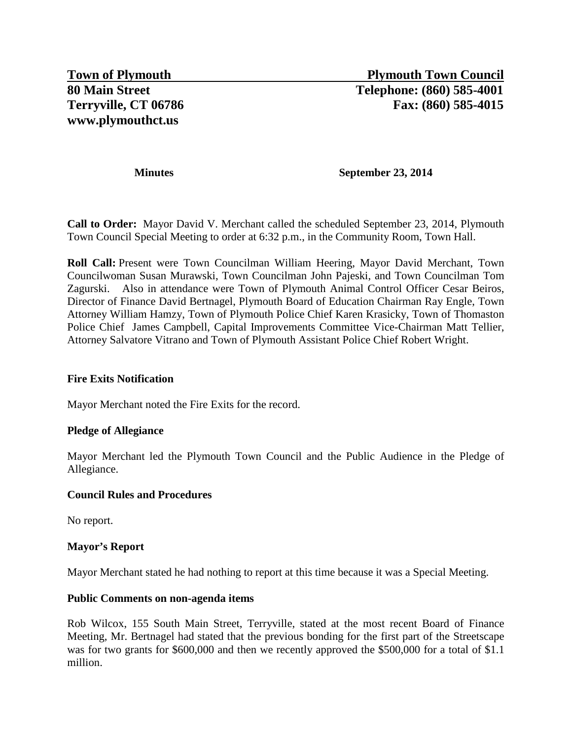**Town of Plymouth** **Plymouth Town Council**
**80 Main Street** **Telephone: (860) 585-4001**
**Terryville, CT 06786** **Fax: (860) 585-4015**
**www.plymouthct.us**

**Minutes** **September 23, 2014**

**Call to Order:** Mayor David V. Merchant called the scheduled September 23, 2014, Plymouth Town Council Special Meeting to order at 6:32 p.m., in the Community Room, Town Hall.

**Roll Call:** Present were Town Councilman William Heering, Mayor David Merchant, Town Councilwoman Susan Murawski, Town Councilman John Pajeski, and Town Councilman Tom Zagurski. Also in attendance were Town of Plymouth Animal Control Officer Cesar Beiros, Director of Finance David Bertnagel, Plymouth Board of Education Chairman Ray Engle, Town Attorney William Hamzy, Town of Plymouth Police Chief Karen Krasicky, Town of Thomaston Police Chief James Campbell, Capital Improvements Committee Vice-Chairman Matt Tellier, Attorney Salvatore Vitrano and Town of Plymouth Assistant Police Chief Robert Wright.

### Fire Exits Notification

Mayor Merchant noted the Fire Exits for the record.

### Pledge of Allegiance

Mayor Merchant led the Plymouth Town Council and the Public Audience in the Pledge of Allegiance.

### Council Rules and Procedures

No report.

### Mayor's Report

Mayor Merchant stated he had nothing to report at this time because it was a Special Meeting.

### Public Comments on non-agenda items

Rob Wilcox, 155 South Main Street, Terryville, stated at the most recent Board of Finance Meeting, Mr. Bertnagel had stated that the previous bonding for the first part of the Streetscape was for two grants for $600,000 and then we recently approved the $500,000 for a total of $1.1 million.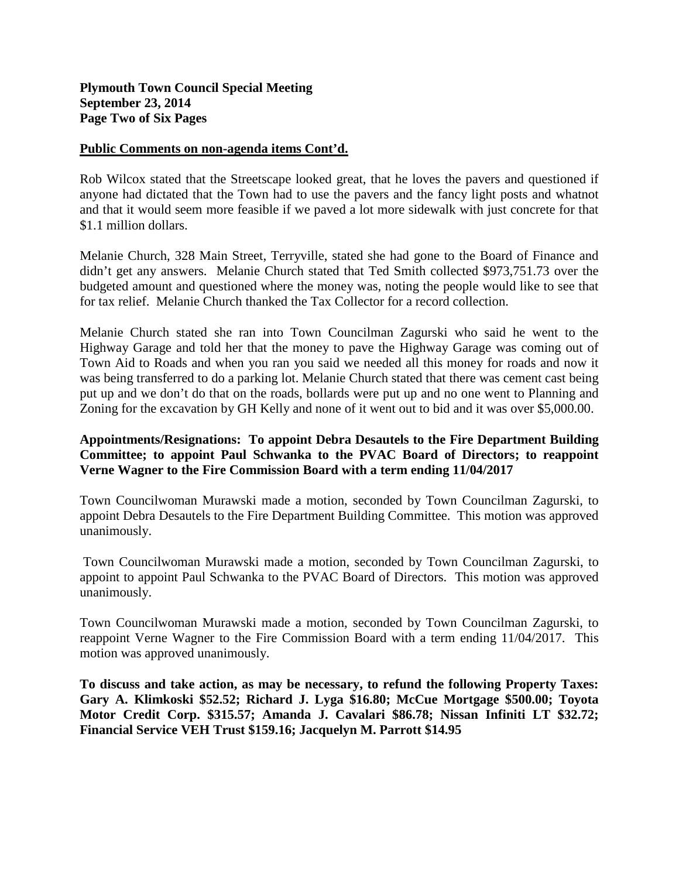## Public Comments on non-agenda items Cont'd.

Rob Wilcox stated that the Streetscape looked great, that he loves the pavers and questioned if anyone had dictated that the Town had to use the pavers and the fancy light posts and whatnot and that it would seem more feasible if we paved a lot more sidewalk with just concrete for that $1.1 million dollars.

Melanie Church, 328 Main Street, Terryville, stated she had gone to the Board of Finance and didn't get any answers. Melanie Church stated that Ted Smith collected $973,751.73 over the budgeted amount and questioned where the money was, noting the people would like to see that for tax relief. Melanie Church thanked the Tax Collector for a record collection.

Melanie Church stated she ran into Town Councilman Zagurski who said he went to the Highway Garage and told her that the money to pave the Highway Garage was coming out of Town Aid to Roads and when you ran you said we needed all this money for roads and now it was being transferred to do a parking lot. Melanie Church stated that there was cement cast being put up and we don't do that on the roads, bollards were put up and no one went to Planning and Zoning for the excavation by GH Kelly and none of it went out to bid and it was over $5,000.00.

**Appointments/Resignations: To appoint Debra Desautels to the Fire Department Building Committee; to appoint Paul Schwanka to the PVAC Board of Directors; to reappoint Verne Wagner to the Fire Commission Board with a term ending 11/04/2017**

Town Councilwoman Murawski made a motion, seconded by Town Councilman Zagurski, to appoint Debra Desautels to the Fire Department Building Committee. This motion was approved unanimously.

Town Councilwoman Murawski made a motion, seconded by Town Councilman Zagurski, to appoint to appoint Paul Schwanka to the PVAC Board of Directors. This motion was approved unanimously.

Town Councilwoman Murawski made a motion, seconded by Town Councilman Zagurski, to reappoint Verne Wagner to the Fire Commission Board with a term ending 11/04/2017. This motion was approved unanimously.

**To discuss and take action, as may be necessary, to refund the following Property Taxes: Gary A. Klimkoski $52.52; Richard J. Lyga $16.80; McCue Mortgage $500.00; Toyota Motor Credit Corp. $315.57; Amanda J. Cavalari $86.78; Nissan Infiniti LT $32.72; Financial Service VEH Trust $159.16; Jacquelyn M. Parrott $14.95**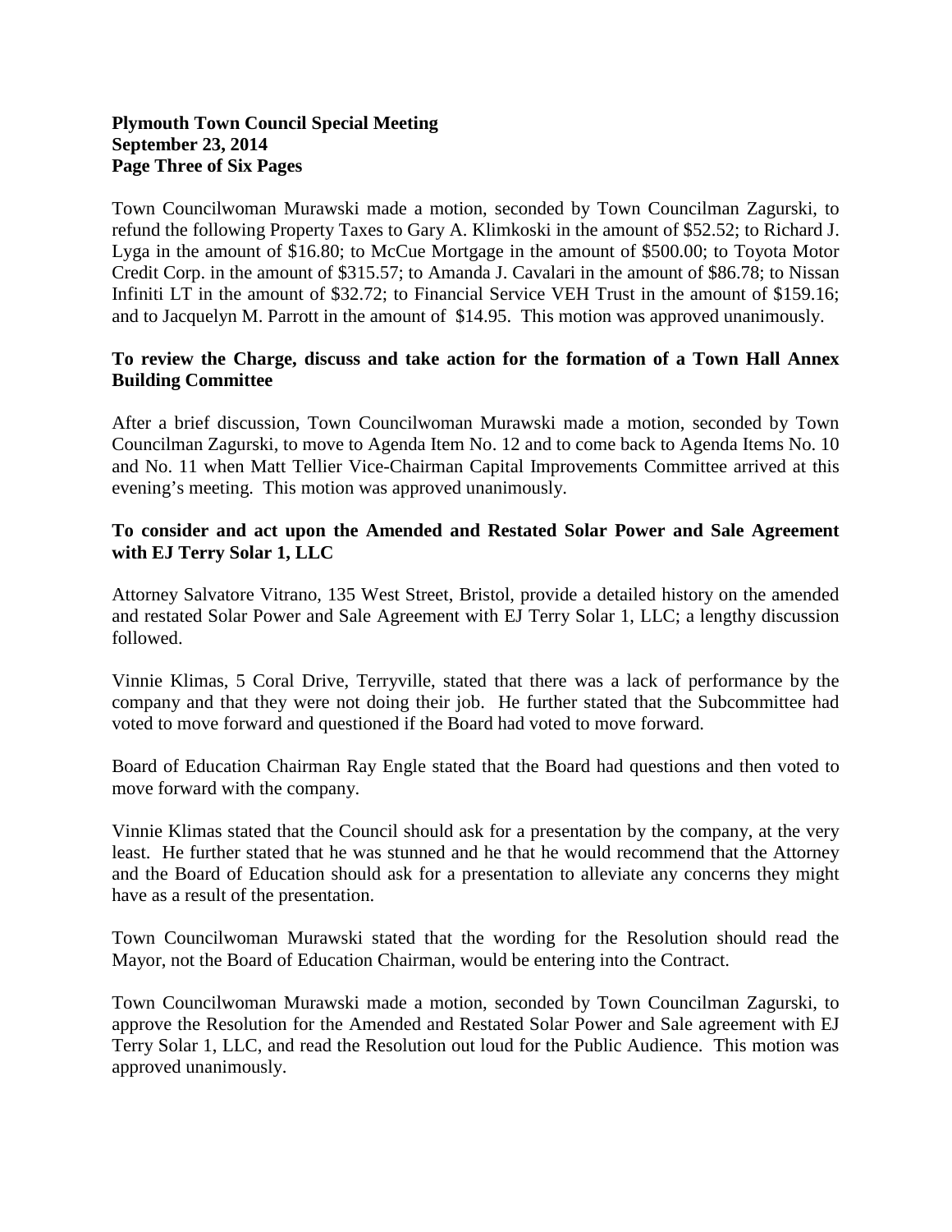Town Councilwoman Murawski made a motion, seconded by Town Councilman Zagurski, to refund the following Property Taxes to Gary A. Klimkoski in the amount of $52.52; to Richard J. Lyga in the amount of $16.80; to McCue Mortgage in the amount of $500.00; to Toyota Motor Credit Corp. in the amount of $315.57; to Amanda J. Cavalari in the amount of $86.78; to Nissan Infiniti LT in the amount of $32.72; to Financial Service VEH Trust in the amount of $159.16; and to Jacquelyn M. Parrott in the amount of $14.95. This motion was approved unanimously.

**To review the Charge, discuss and take action for the formation of a Town Hall Annex Building Committee**

After a brief discussion, Town Councilwoman Murawski made a motion, seconded by Town Councilman Zagurski, to move to Agenda Item No. 12 and to come back to Agenda Items No. 10 and No. 11 when Matt Tellier Vice-Chairman Capital Improvements Committee arrived at this evening's meeting. This motion was approved unanimously.

**To consider and act upon the Amended and Restated Solar Power and Sale Agreement with EJ Terry Solar 1, LLC**

Attorney Salvatore Vitrano, 135 West Street, Bristol, provide a detailed history on the amended and restated Solar Power and Sale Agreement with EJ Terry Solar 1, LLC; a lengthy discussion followed.

Vinnie Klimas, 5 Coral Drive, Terryville, stated that there was a lack of performance by the company and that they were not doing their job. He further stated that the Subcommittee had voted to move forward and questioned if the Board had voted to move forward.

Board of Education Chairman Ray Engle stated that the Board had questions and then voted to move forward with the company.

Vinnie Klimas stated that the Council should ask for a presentation by the company, at the very least. He further stated that he was stunned and he that he would recommend that the Attorney and the Board of Education should ask for a presentation to alleviate any concerns they might have as a result of the presentation.

Town Councilwoman Murawski stated that the wording for the Resolution should read the Mayor, not the Board of Education Chairman, would be entering into the Contract.

Town Councilwoman Murawski made a motion, seconded by Town Councilman Zagurski, to approve the Resolution for the Amended and Restated Solar Power and Sale agreement with EJ Terry Solar 1, LLC, and read the Resolution out loud for the Public Audience. This motion was approved unanimously.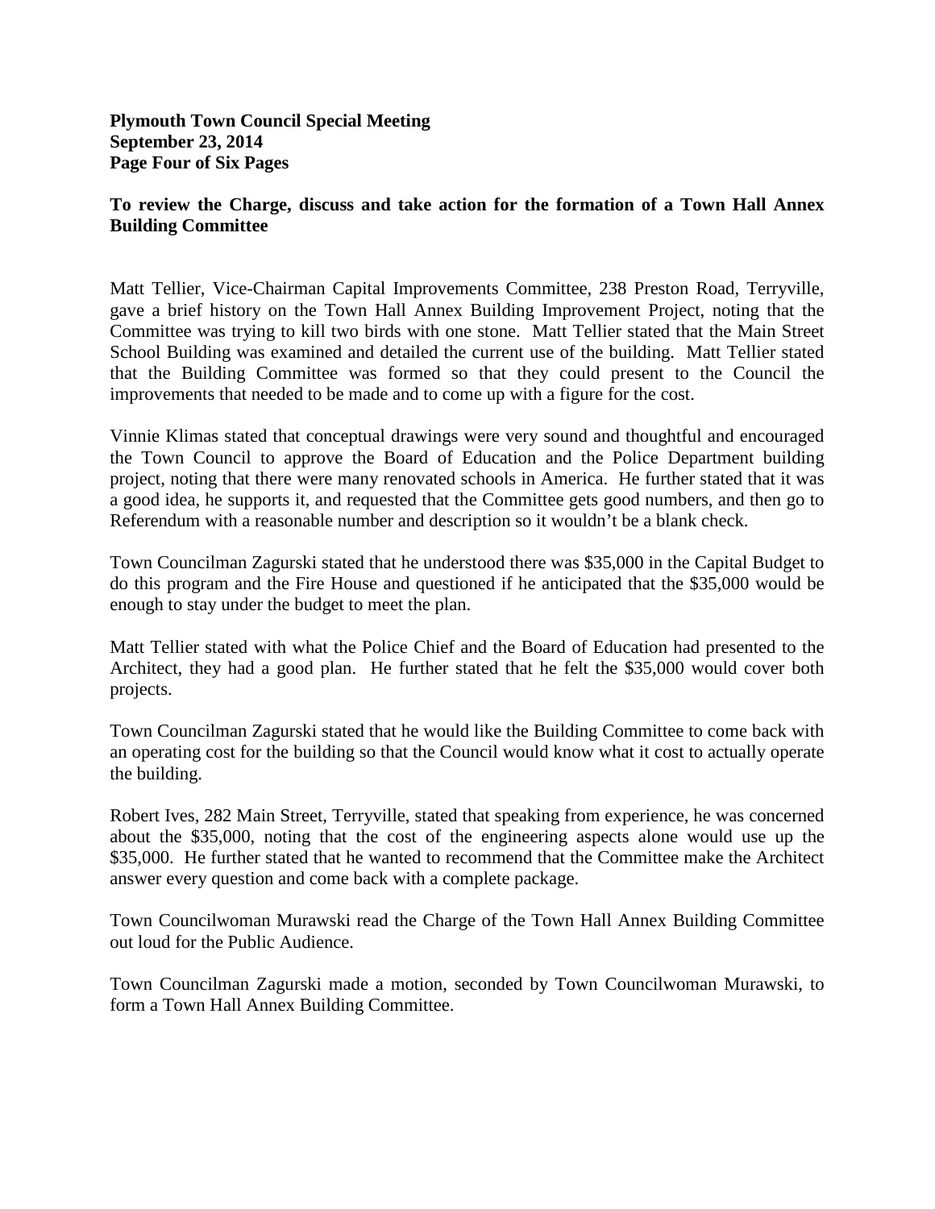**To review the Charge, discuss and take action for the formation of a Town Hall Annex Building Committee**

Matt Tellier, Vice-Chairman Capital Improvements Committee, 238 Preston Road, Terryville, gave a brief history on the Town Hall Annex Building Improvement Project, noting that the Committee was trying to kill two birds with one stone. Matt Tellier stated that the Main Street School Building was examined and detailed the current use of the building. Matt Tellier stated that the Building Committee was formed so that they could present to the Council the improvements that needed to be made and to come up with a figure for the cost.

Vinnie Klimas stated that conceptual drawings were very sound and thoughtful and encouraged the Town Council to approve the Board of Education and the Police Department building project, noting that there were many renovated schools in America. He further stated that it was a good idea, he supports it, and requested that the Committee gets good numbers, and then go to Referendum with a reasonable number and description so it wouldn't be a blank check.

Town Councilman Zagurski stated that he understood there was $35,000 in the Capital Budget to do this program and the Fire House and questioned if he anticipated that the $35,000 would be enough to stay under the budget to meet the plan.

Matt Tellier stated with what the Police Chief and the Board of Education had presented to the Architect, they had a good plan. He further stated that he felt the $35,000 would cover both projects.

Town Councilman Zagurski stated that he would like the Building Committee to come back with an operating cost for the building so that the Council would know what it cost to actually operate the building.

Robert Ives, 282 Main Street, Terryville, stated that speaking from experience, he was concerned about the $35,000, noting that the cost of the engineering aspects alone would use up the $35,000. He further stated that he wanted to recommend that the Committee make the Architect answer every question and come back with a complete package.

Town Councilwoman Murawski read the Charge of the Town Hall Annex Building Committee out loud for the Public Audience.

Town Councilman Zagurski made a motion, seconded by Town Councilwoman Murawski, to form a Town Hall Annex Building Committee.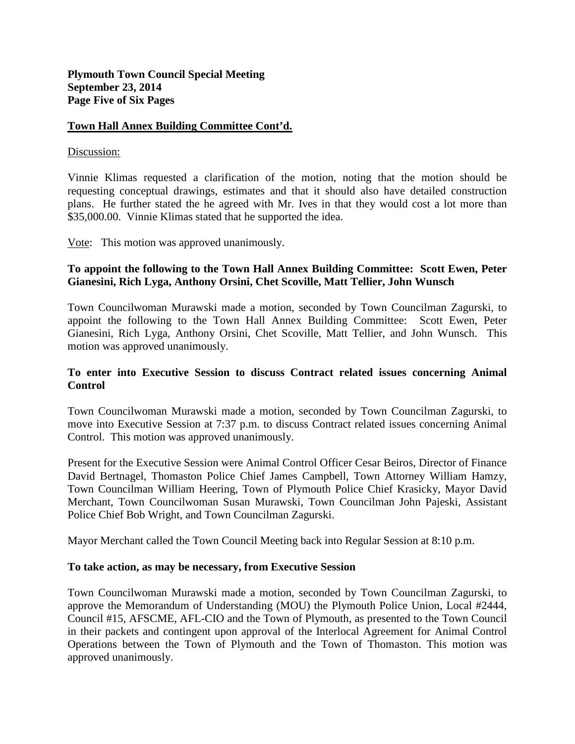## Town Hall Annex Building Committee Cont'd.

Discussion:

Vinnie Klimas requested a clarification of the motion, noting that the motion should be requesting conceptual drawings, estimates and that it should also have detailed construction plans. He further stated the he agreed with Mr. Ives in that they would cost a lot more than $35,000.00. Vinnie Klimas stated that he supported the idea.

Vote: This motion was approved unanimously.

**To appoint the following to the Town Hall Annex Building Committee: Scott Ewen, Peter Gianesini, Rich Lyga, Anthony Orsini, Chet Scoville, Matt Tellier, John Wunsch**

Town Councilwoman Murawski made a motion, seconded by Town Councilman Zagurski, to appoint the following to the Town Hall Annex Building Committee: Scott Ewen, Peter Gianesini, Rich Lyga, Anthony Orsini, Chet Scoville, Matt Tellier, and John Wunsch. This motion was approved unanimously.

**To enter into Executive Session to discuss Contract related issues concerning Animal Control**

Town Councilwoman Murawski made a motion, seconded by Town Councilman Zagurski, to move into Executive Session at 7:37 p.m. to discuss Contract related issues concerning Animal Control. This motion was approved unanimously.

Present for the Executive Session were Animal Control Officer Cesar Beiros, Director of Finance David Bertnagel, Thomaston Police Chief James Campbell, Town Attorney William Hamzy, Town Councilman William Heering, Town of Plymouth Police Chief Krasicky, Mayor David Merchant, Town Councilwoman Susan Murawski, Town Councilman John Pajeski, Assistant Police Chief Bob Wright, and Town Councilman Zagurski.

Mayor Merchant called the Town Council Meeting back into Regular Session at 8:10 p.m.

**To take action, as may be necessary, from Executive Session**

Town Councilwoman Murawski made a motion, seconded by Town Councilman Zagurski, to approve the Memorandum of Understanding (MOU) the Plymouth Police Union, Local #2444, Council #15, AFSCME, AFL-CIO and the Town of Plymouth, as presented to the Town Council in their packets and contingent upon approval of the Interlocal Agreement for Animal Control Operations between the Town of Plymouth and the Town of Thomaston. This motion was approved unanimously.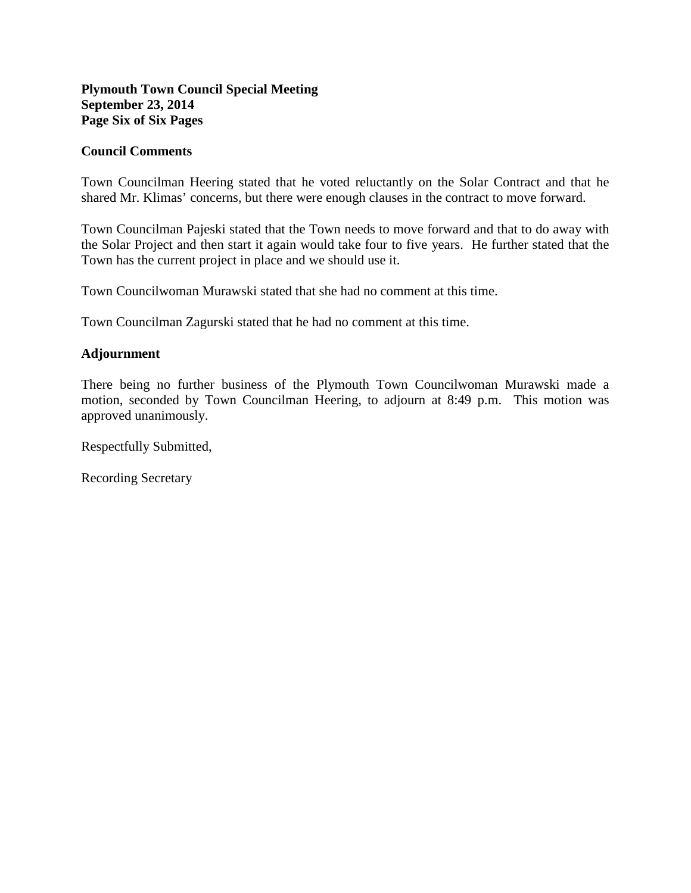## Council Comments

Town Councilman Heering stated that he voted reluctantly on the Solar Contract and that he shared Mr. Klimas' concerns, but there were enough clauses in the contract to move forward.

Town Councilman Pajeski stated that the Town needs to move forward and that to do away with the Solar Project and then start it again would take four to five years. He further stated that the Town has the current project in place and we should use it.

Town Councilwoman Murawski stated that she had no comment at this time.

Town Councilman Zagurski stated that he had no comment at this time.

## Adjournment

There being no further business of the Plymouth Town Councilwoman Murawski made a motion, seconded by Town Councilman Heering, to adjourn at 8:49 p.m. This motion was approved unanimously.

Respectfully Submitted,

Recording Secretary